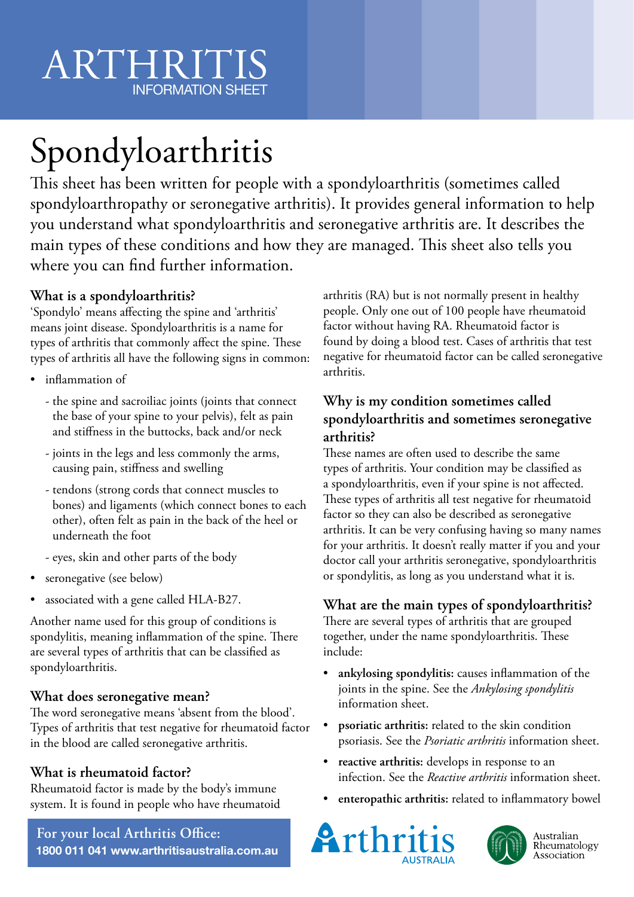ARTHRITIS INFORMATION SHEET

# Spondyloarthritis

This sheet has been written for people with a spondyloarthritis (sometimes called spondyloarthropathy or seronegative arthritis). It provides general information to help you understand what spondyloarthritis and seronegative arthritis are. It describes the main types of these conditions and how they are managed. This sheet also tells you where you can find further information.

## What is a spondyloarthritis?

'Spondylo' means affecting the spine and 'arthritis' means joint disease. Spondyloarthritis is a name for types of arthritis that commonly affect the spine. These types of arthritis all have the following signs in common:

- inflammation of
  - the spine and sacroiliac joints (joints that connect the base of your spine to your pelvis), felt as pain and stiffness in the buttocks, back and/or neck
  - joints in the legs and less commonly the arms, causing pain, stiffness and swelling
  - tendons (strong cords that connect muscles to bones) and ligaments (which connect bones to each other), often felt as pain in the back of the heel or underneath the foot
  - eyes, skin and other parts of the body
- seronegative (see below)
- associated with a gene called HLA-B27.

Another name used for this group of conditions is spondylitis, meaning inflammation of the spine. There are several types of arthritis that can be classified as spondyloarthritis.

## What does seronegative mean?

The word seronegative means 'absent from the blood'. Types of arthritis that test negative for rheumatoid factor in the blood are called seronegative arthritis.

## What is rheumatoid factor?

Rheumatoid factor is made by the body's immune system. It is found in people who have rheumatoid arthritis (RA) but is not normally present in healthy people. Only one out of 100 people have rheumatoid factor without having RA. Rheumatoid factor is found by doing a blood test. Cases of arthritis that test negative for rheumatoid factor can be called seronegative arthritis.

## Why is my condition sometimes called spondyloarthritis and sometimes seronegative arthritis?

These names are often used to describe the same types of arthritis. Your condition may be classified as a spondyloarthritis, even if your spine is not affected. These types of arthritis all test negative for rheumatoid factor so they can also be described as seronegative arthritis. It can be very confusing having so many names for your arthritis. It doesn't really matter if you and your doctor call your arthritis seronegative, spondyloarthritis or spondylitis, as long as you understand what it is.

## What are the main types of spondyloarthritis?

There are several types of arthritis that are grouped together, under the name spondyloarthritis. These include:

- **ankylosing spondylitis:** causes inflammation of the joints in the spine. See the *Ankylosing spondylitis* information sheet.
- **psoriatic arthritis:** related to the skin condition psoriasis. See the *Psoriatic arthritis* information sheet.
- **reactive arthritis:** develops in response to an infection. See the *Reactive arthritis* information sheet.
- **enteropathic arthritis:** related to inflammatory bowel

**For your local Arthritis Office:**
**1800 011 041 www.arthritisaustralia.com.au**

Arthritis Australia

Australian Rheumatology Association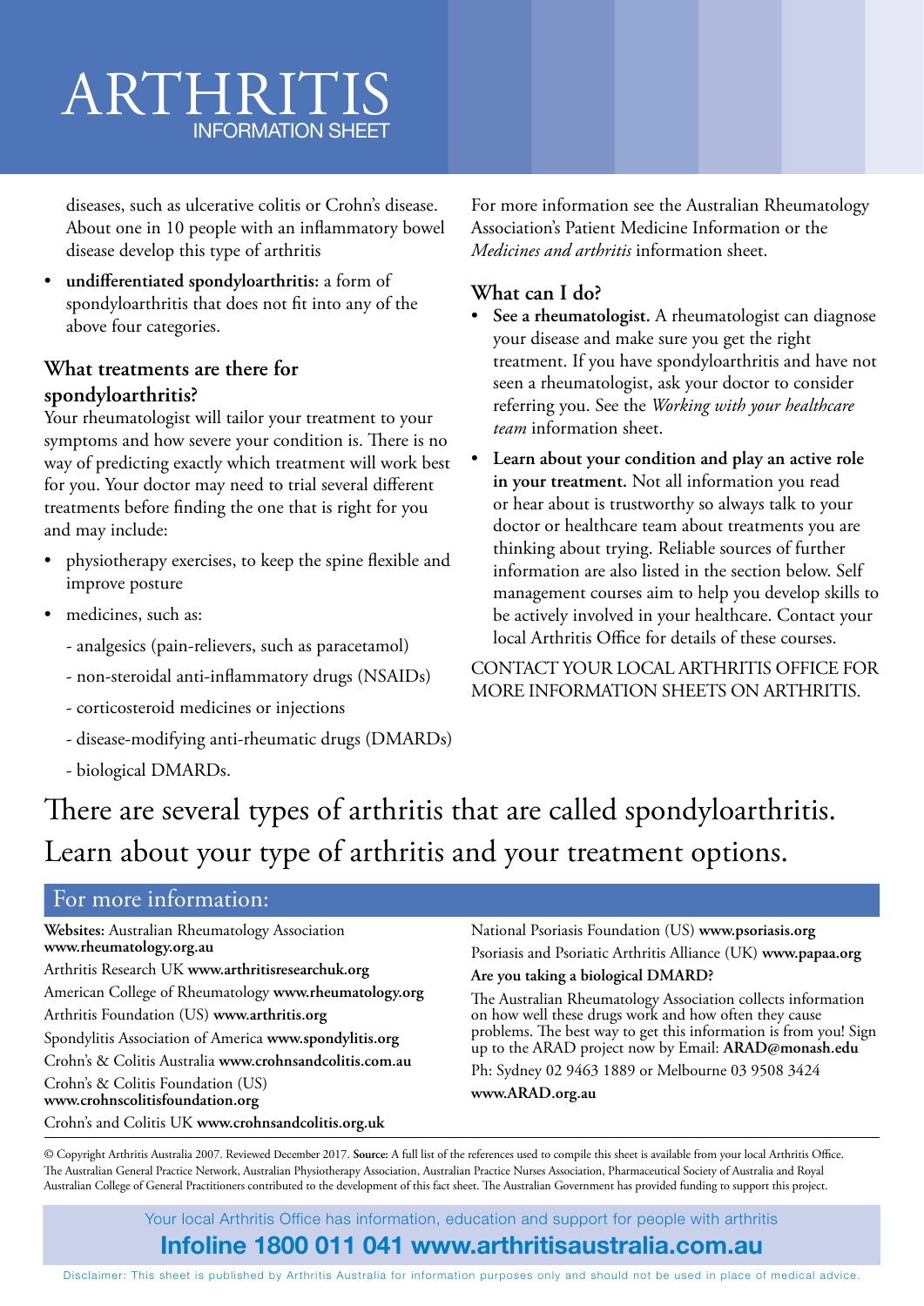diseases, such as ulcerative colitis or Crohn's disease. About one in 10 people with an inflammatory bowel disease develop this type of arthritis

- **undifferentiated spondyloarthritis:** a form of spondyloarthritis that does not fit into any of the above four categories.

### What treatments are there for spondyloarthritis?

Your rheumatologist will tailor your treatment to your symptoms and how severe your condition is. There is no way of predicting exactly which treatment will work best for you. Your doctor may need to trial several different treatments before finding the one that is right for you and may include:

- physiotherapy exercises, to keep the spine flexible and improve posture
- medicines, such as:
  - analgesics (pain-relievers, such as paracetamol)
  - non-steroidal anti-inflammatory drugs (NSAIDs)
  - corticosteroid medicines or injections
  - disease-modifying anti-rheumatic drugs (DMARDs)
  - biological DMARDs.

For more information see the Australian Rheumatology Association's Patient Medicine Information or the *Medicines and arthritis* information sheet.

### What can I do?

- **See a rheumatologist.** A rheumatologist can diagnose your disease and make sure you get the right treatment. If you have spondyloarthritis and have not seen a rheumatologist, ask your doctor to consider referring you. See the *Working with your healthcare team* information sheet.
- **Learn about your condition and play an active role in your treatment.** Not all information you read or hear about is trustworthy so always talk to your doctor or healthcare team about treatments you are thinking about trying. Reliable sources of further information are also listed in the section below. Self management courses aim to help you develop skills to be actively involved in your healthcare. Contact your local Arthritis Office for details of these courses.

CONTACT YOUR LOCAL ARTHRITIS OFFICE FOR MORE INFORMATION SHEETS ON ARTHRITIS.

## There are several types of arthritis that are called spondyloarthritis. Learn about your type of arthritis and your treatment options.

## For more information:

**Websites:** Australian Rheumatology Association **www.rheumatology.org.au**

Arthritis Research UK **www.arthritisresearchuk.org**

American College of Rheumatology **www.rheumatology.org**

Arthritis Foundation (US) **www.arthritis.org**

Spondylitis Association of America **www.spondylitis.org**

Crohn's & Colitis Australia **www.crohnsandcolitis.com.au**

Crohn's & Colitis Foundation (US) **www.crohnscolitisfoundation.org**

Crohn's and Colitis UK **www.crohnsandcolitis.org.uk**

National Psoriasis Foundation (US) **www.psoriasis.org**

Psoriasis and Psoriatic Arthritis Alliance (UK) **www.papaa.org**

**Are you taking a biological DMARD?**

The Australian Rheumatology Association collects information on how well these drugs work and how often they cause problems. The best way to get this information is from you! Sign up to the ARAD project now by Email: **ARAD@monash.edu**

Ph: Sydney 02 9463 1889 or Melbourne 03 9508 3424

**www.ARAD.org.au**

© Copyright Arthritis Australia 2007. Reviewed December 2017. **Source:** A full list of the references used to compile this sheet is available from your local Arthritis Office. The Australian General Practice Network, Australian Physiotherapy Association, Australian Practice Nurses Association, Pharmaceutical Society of Australia and Royal Australian College of General Practitioners contributed to the development of this fact sheet. The Australian Government has provided funding to support this project.

Your local Arthritis Office has information, education and support for people with arthritis

**Infoline 1800 011 041 www.arthritisaustralia.com.au**

Disclaimer: This sheet is published by Arthritis Australia for information purposes only and should not be used in place of medical advice.